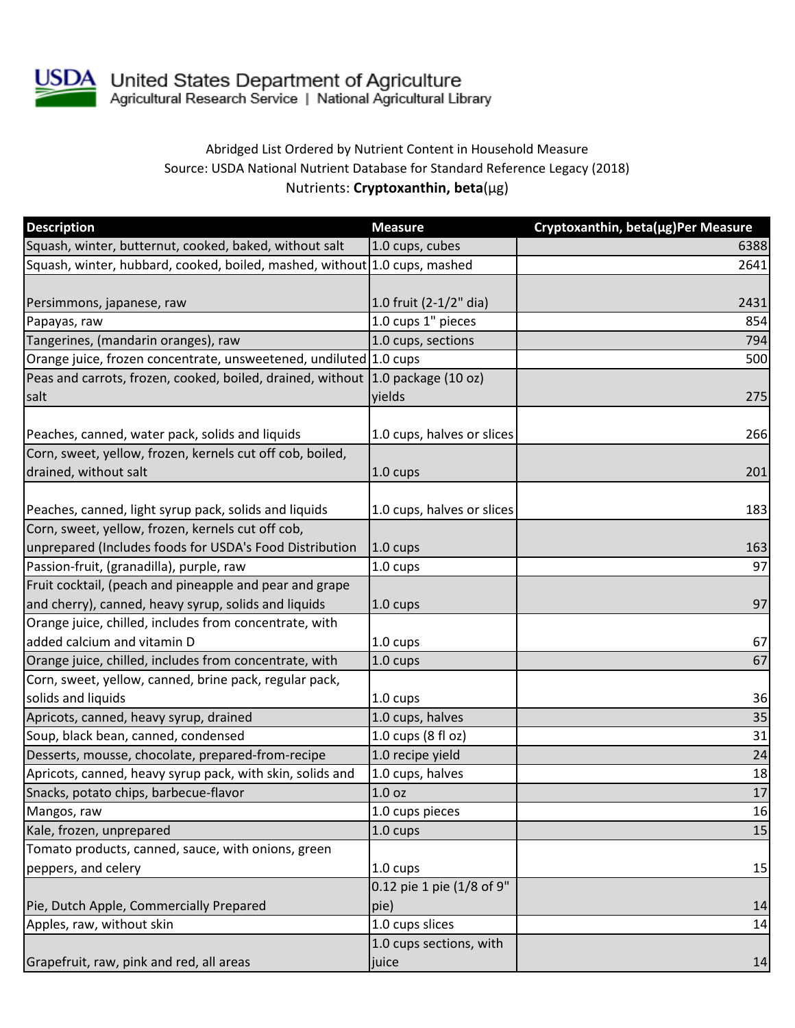United States Department of Agriculture
Agricultural Research Service | National Agricultural Library

Abridged List Ordered by Nutrient Content in Household Measure
Source: USDA National Nutrient Database for Standard Reference Legacy (2018)
Nutrients: **Cryptoxanthin, beta**(µg)

| Description | Measure | Cryptoxanthin, beta(µg)Per Measure |
|---|---|---|
| Squash, winter, butternut, cooked, baked, without salt | 1.0 cups, cubes | 6388 |
| Squash, winter, hubbard, cooked, boiled, mashed, without | 1.0 cups, mashed | 2641 |
| Persimmons, japanese, raw | 1.0 fruit (2-1/2" dia) | 2431 |
| Papayas, raw | 1.0 cups 1" pieces | 854 |
| Tangerines, (mandarin oranges), raw | 1.0 cups, sections | 794 |
| Orange juice, frozen concentrate, unsweetened, undiluted | 1.0 cups | 500 |
| Peas and carrots, frozen, cooked, boiled, drained, without salt | 1.0 package (10 oz) yields | 275 |
| Peaches, canned, water pack, solids and liquids | 1.0 cups, halves or slices | 266 |
| Corn, sweet, yellow, frozen, kernels cut off cob, boiled, drained, without salt | 1.0 cups | 201 |
| Peaches, canned, light syrup pack, solids and liquids | 1.0 cups, halves or slices | 183 |
| Corn, sweet, yellow, frozen, kernels cut off cob, unprepared (Includes foods for USDA's Food Distribution | 1.0 cups | 163 |
| Passion-fruit, (granadilla), purple, raw | 1.0 cups | 97 |
| Fruit cocktail, (peach and pineapple and pear and grape and cherry), canned, heavy syrup, solids and liquids | 1.0 cups | 97 |
| Orange juice, chilled, includes from concentrate, with added calcium and vitamin D | 1.0 cups | 67 |
| Orange juice, chilled, includes from concentrate, with | 1.0 cups | 67 |
| Corn, sweet, yellow, canned, brine pack, regular pack, solids and liquids | 1.0 cups | 36 |
| Apricots, canned, heavy syrup, drained | 1.0 cups, halves | 35 |
| Soup, black bean, canned, condensed | 1.0 cups (8 fl oz) | 31 |
| Desserts, mousse, chocolate, prepared-from-recipe | 1.0 recipe yield | 24 |
| Apricots, canned, heavy syrup pack, with skin, solids and | 1.0 cups, halves | 18 |
| Snacks, potato chips, barbecue-flavor | 1.0 oz | 17 |
| Mangos, raw | 1.0 cups pieces | 16 |
| Kale, frozen, unprepared | 1.0 cups | 15 |
| Tomato products, canned, sauce, with onions, green peppers, and celery | 1.0 cups | 15 |
| Pie, Dutch Apple, Commercially Prepared | 0.12 pie 1 pie (1/8 of 9" pie) | 14 |
| Apples, raw, without skin | 1.0 cups slices | 14 |
| Grapefruit, raw, pink and red, all areas | 1.0 cups sections, with juice | 14 |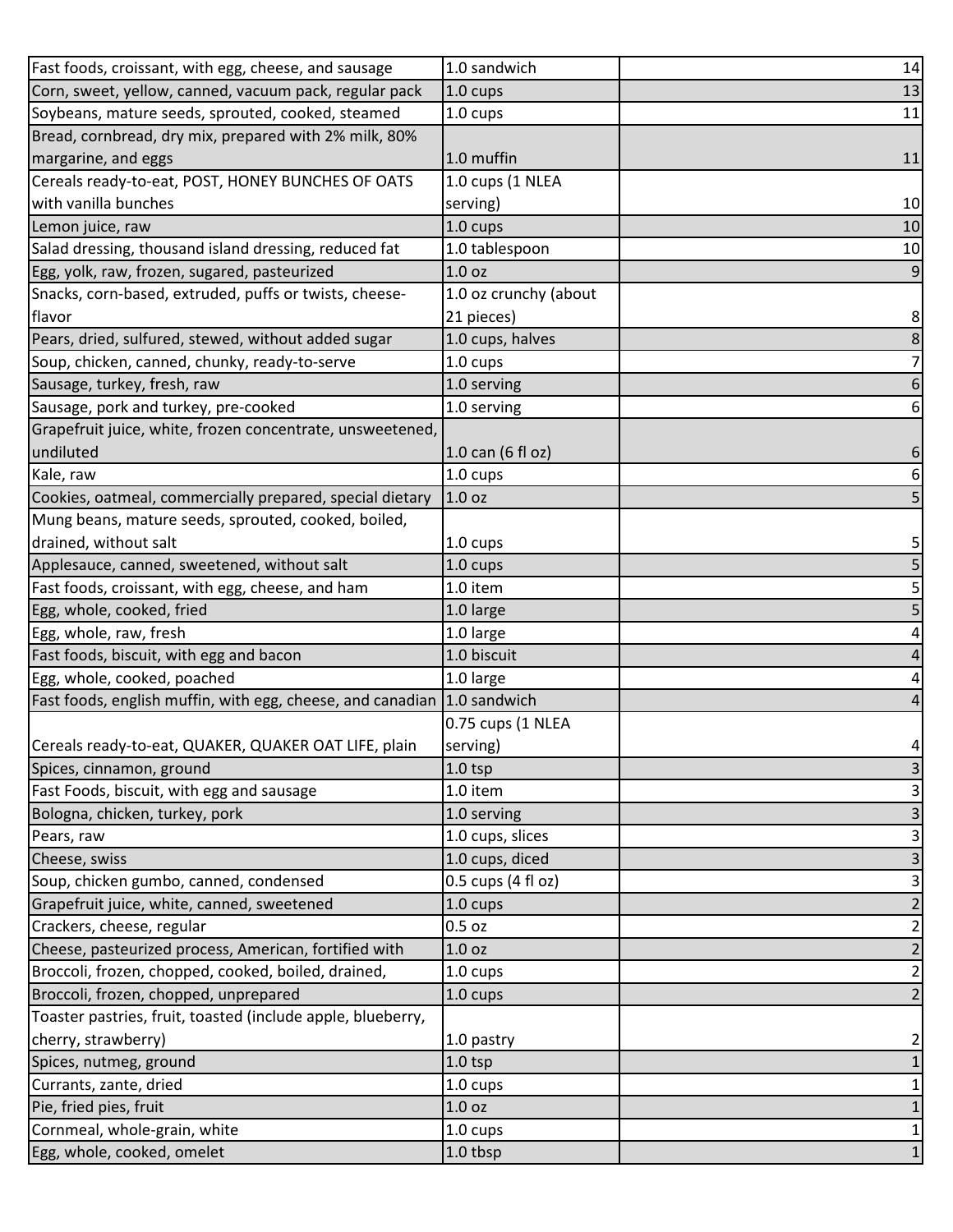| | | |
|---|---|---|
| Fast foods, croissant, with egg, cheese, and sausage | 1.0 sandwich | 14 |
| Corn, sweet, yellow, canned, vacuum pack, regular pack | 1.0 cups | 13 |
| Soybeans, mature seeds, sprouted, cooked, steamed | 1.0 cups | 11 |
| Bread, cornbread, dry mix, prepared with 2% milk, 80% margarine, and eggs | 1.0 muffin | 11 |
| Cereals ready-to-eat, POST, HONEY BUNCHES OF OATS with vanilla bunches | 1.0 cups (1 NLEA serving) | 10 |
| Lemon juice, raw | 1.0 cups | 10 |
| Salad dressing, thousand island dressing, reduced fat | 1.0 tablespoon | 10 |
| Egg, yolk, raw, frozen, sugared, pasteurized | 1.0 oz | 9 |
| Snacks, corn-based, extruded, puffs or twists, cheese-flavor | 1.0 oz crunchy (about 21 pieces) | 8 |
| Pears, dried, sulfured, stewed, without added sugar | 1.0 cups, halves | 8 |
| Soup, chicken, canned, chunky, ready-to-serve | 1.0 cups | 7 |
| Sausage, turkey, fresh, raw | 1.0 serving | 6 |
| Sausage, pork and turkey, pre-cooked | 1.0 serving | 6 |
| Grapefruit juice, white, frozen concentrate, unsweetened, undiluted | 1.0 can (6 fl oz) | 6 |
| Kale, raw | 1.0 cups | 6 |
| Cookies, oatmeal, commercially prepared, special dietary | 1.0 oz | 5 |
| Mung beans, mature seeds, sprouted, cooked, boiled, drained, without salt | 1.0 cups | 5 |
| Applesauce, canned, sweetened, without salt | 1.0 cups | 5 |
| Fast foods, croissant, with egg, cheese, and ham | 1.0 item | 5 |
| Egg, whole, cooked, fried | 1.0 large | 5 |
| Egg, whole, raw, fresh | 1.0 large | 4 |
| Fast foods, biscuit, with egg and bacon | 1.0 biscuit | 4 |
| Egg, whole, cooked, poached | 1.0 large | 4 |
| Fast foods, english muffin, with egg, cheese, and canadian | 1.0 sandwich | 4 |
| Cereals ready-to-eat, QUAKER, QUAKER OAT LIFE, plain | 0.75 cups (1 NLEA serving) | 4 |
| Spices, cinnamon, ground | 1.0 tsp | 3 |
| Fast Foods, biscuit, with egg and sausage | 1.0 item | 3 |
| Bologna, chicken, turkey, pork | 1.0 serving | 3 |
| Pears, raw | 1.0 cups, slices | 3 |
| Cheese, swiss | 1.0 cups, diced | 3 |
| Soup, chicken gumbo, canned, condensed | 0.5 cups (4 fl oz) | 3 |
| Grapefruit juice, white, canned, sweetened | 1.0 cups | 2 |
| Crackers, cheese, regular | 0.5 oz | 2 |
| Cheese, pasteurized process, American, fortified with | 1.0 oz | 2 |
| Broccoli, frozen, chopped, cooked, boiled, drained, | 1.0 cups | 2 |
| Broccoli, frozen, chopped, unprepared | 1.0 cups | 2 |
| Toaster pastries, fruit, toasted (include apple, blueberry, cherry, strawberry) | 1.0 pastry | 2 |
| Spices, nutmeg, ground | 1.0 tsp | 1 |
| Currants, zante, dried | 1.0 cups | 1 |
| Pie, fried pies, fruit | 1.0 oz | 1 |
| Cornmeal, whole-grain, white | 1.0 cups | 1 |
| Egg, whole, cooked, omelet | 1.0 tbsp | 1 |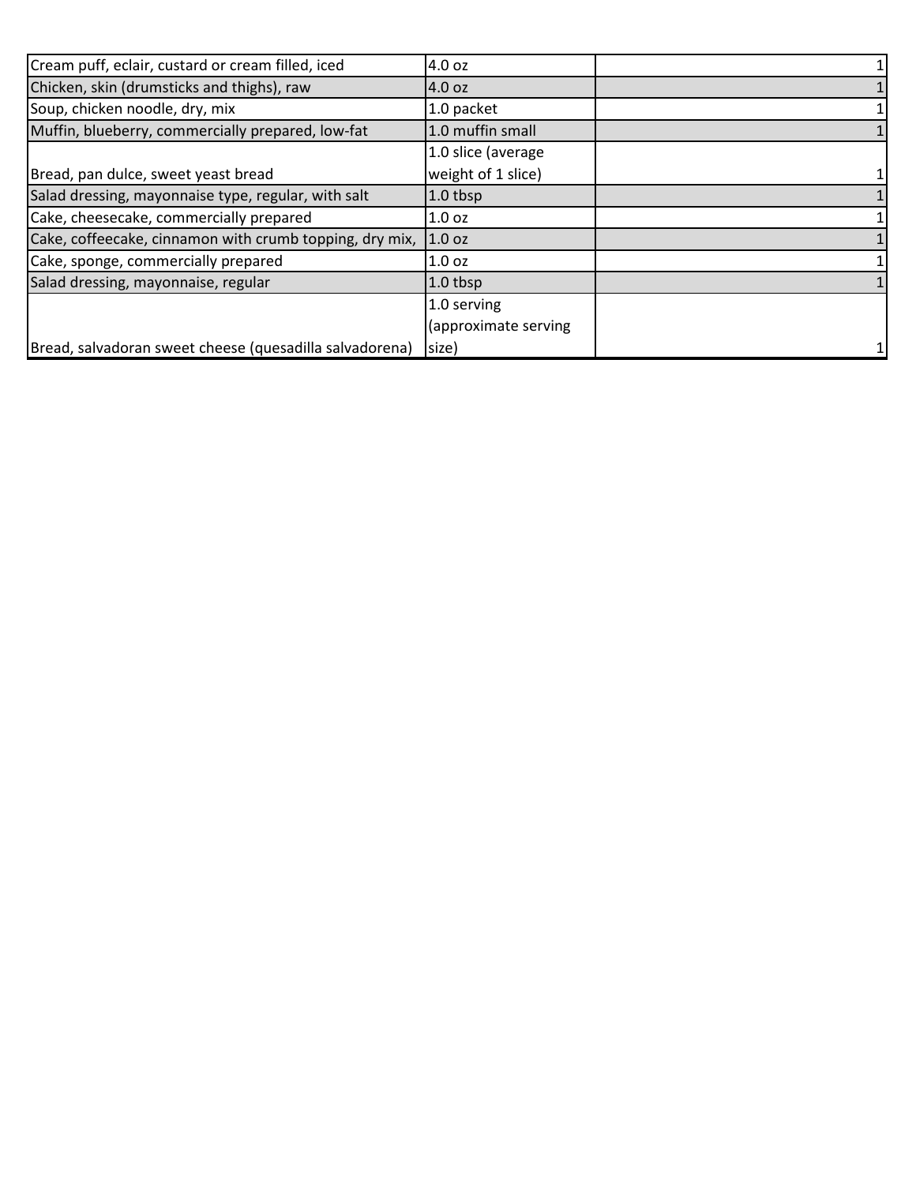| | | | |
|---|---|---|---|
| Cream puff, eclair, custard or cream filled, iced | 4.0 oz | | 1 |
| Chicken, skin (drumsticks and thighs), raw | 4.0 oz | | 1 |
| Soup, chicken noodle, dry, mix | 1.0 packet | | 1 |
| Muffin, blueberry, commercially prepared, low-fat | 1.0 muffin small | | 1 |
| Bread, pan dulce, sweet yeast bread | 1.0 slice (average weight of 1 slice) | | 1 |
| Salad dressing, mayonnaise type, regular, with salt | 1.0 tbsp | | 1 |
| Cake, cheesecake, commercially prepared | 1.0 oz | | 1 |
| Cake, coffeecake, cinnamon with crumb topping, dry mix, | 1.0 oz | | 1 |
| Cake, sponge, commercially prepared | 1.0 oz | | 1 |
| Salad dressing, mayonnaise, regular | 1.0 tbsp | | 1 |
| Bread, salvadoran sweet cheese (quesadilla salvadorena) | 1.0 serving (approximate serving size) | | 1 |